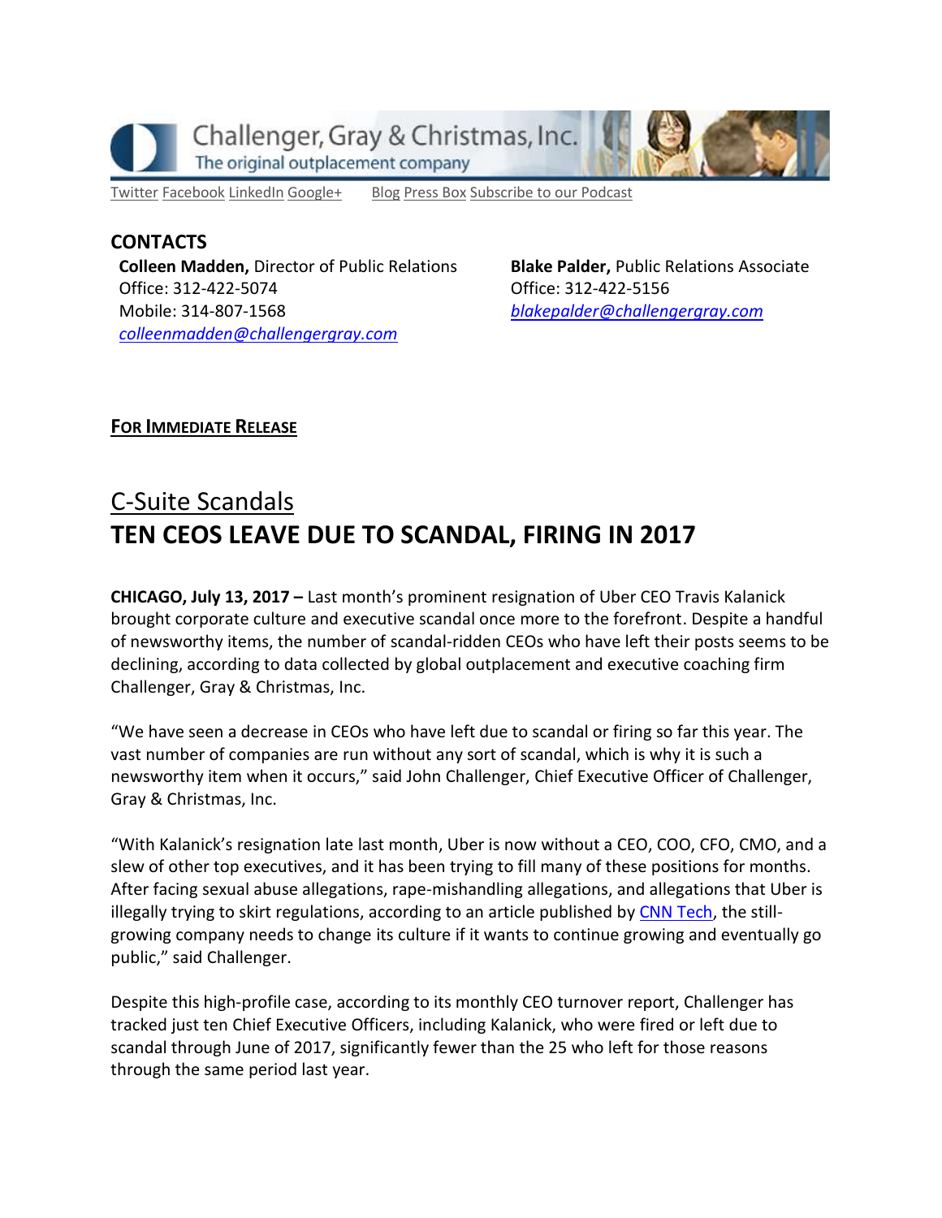Challenger, Gray & Christmas, Inc.
The original outplacement company

Twitter Facebook LinkedIn Google+ Blog Press Box Subscribe to our Podcast

**CONTACTS**

**Colleen Madden,** Director of Public Relations
Office: 312-422-5074
Mobile: 314-807-1568
*colleenmadden@challengergray.com*

**Blake Palder,** Public Relations Associate
Office: 312-422-5156
*blakepalder@challengergray.com*

**FOR IMMEDIATE RELEASE**

## C-Suite Scandals

# TEN CEOS LEAVE DUE TO SCANDAL, FIRING IN 2017

**CHICAGO, July 13, 2017 –** Last month's prominent resignation of Uber CEO Travis Kalanick brought corporate culture and executive scandal once more to the forefront. Despite a handful of newsworthy items, the number of scandal-ridden CEOs who have left their posts seems to be declining, according to data collected by global outplacement and executive coaching firm Challenger, Gray & Christmas, Inc.

"We have seen a decrease in CEOs who have left due to scandal or firing so far this year. The vast number of companies are run without any sort of scandal, which is why it is such a newsworthy item when it occurs," said John Challenger, Chief Executive Officer of Challenger, Gray & Christmas, Inc.

"With Kalanick's resignation late last month, Uber is now without a CEO, COO, CFO, CMO, and a slew of other top executives, and it has been trying to fill many of these positions for months. After facing sexual abuse allegations, rape-mishandling allegations, and allegations that Uber is illegally trying to skirt regulations, according to an article published by CNN Tech, the still-growing company needs to change its culture if it wants to continue growing and eventually go public," said Challenger.

Despite this high-profile case, according to its monthly CEO turnover report, Challenger has tracked just ten Chief Executive Officers, including Kalanick, who were fired or left due to scandal through June of 2017, significantly fewer than the 25 who left for those reasons through the same period last year.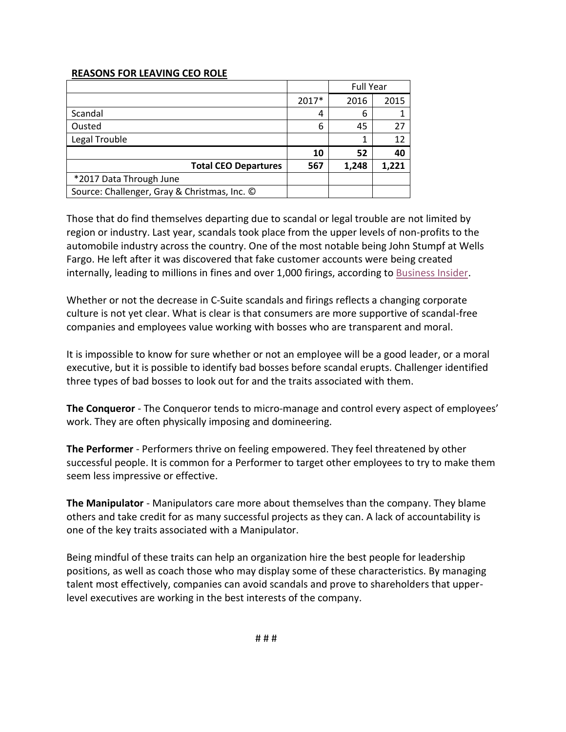**REASONS FOR LEAVING CEO ROLE**

| | | Full Year | |
|---|---|---|---|
| | 2017* | 2016 | 2015 |
| Scandal | 4 | 6 | 1 |
| Ousted | 6 | 45 | 27 |
| Legal Trouble | | 1 | 12 |
| | **10** | **52** | **40** |
| **Total CEO Departures** | **567** | **1,248** | **1,221** |
| *2017 Data Through June | | | |
| Source: Challenger, Gray & Christmas, Inc. © | | | |

Those that do find themselves departing due to scandal or legal trouble are not limited by region or industry. Last year, scandals took place from the upper levels of non-profits to the automobile industry across the country. One of the most notable being John Stumpf at Wells Fargo. He left after it was discovered that fake customer accounts were being created internally, leading to millions in fines and over 1,000 firings, according to Business Insider.

Whether or not the decrease in C-Suite scandals and firings reflects a changing corporate culture is not yet clear. What is clear is that consumers are more supportive of scandal-free companies and employees value working with bosses who are transparent and moral.

It is impossible to know for sure whether or not an employee will be a good leader, or a moral executive, but it is possible to identify bad bosses before scandal erupts. Challenger identified three types of bad bosses to look out for and the traits associated with them.

**The Conqueror** - The Conqueror tends to micro-manage and control every aspect of employees' work. They are often physically imposing and domineering.

**The Performer** - Performers thrive on feeling empowered. They feel threatened by other successful people. It is common for a Performer to target other employees to try to make them seem less impressive or effective.

**The Manipulator** - Manipulators care more about themselves than the company. They blame others and take credit for as many successful projects as they can. A lack of accountability is one of the key traits associated with a Manipulator.

Being mindful of these traits can help an organization hire the best people for leadership positions, as well as coach those who may display some of these characteristics. By managing talent most effectively, companies can avoid scandals and prove to shareholders that upper-level executives are working in the best interests of the company.

# # #